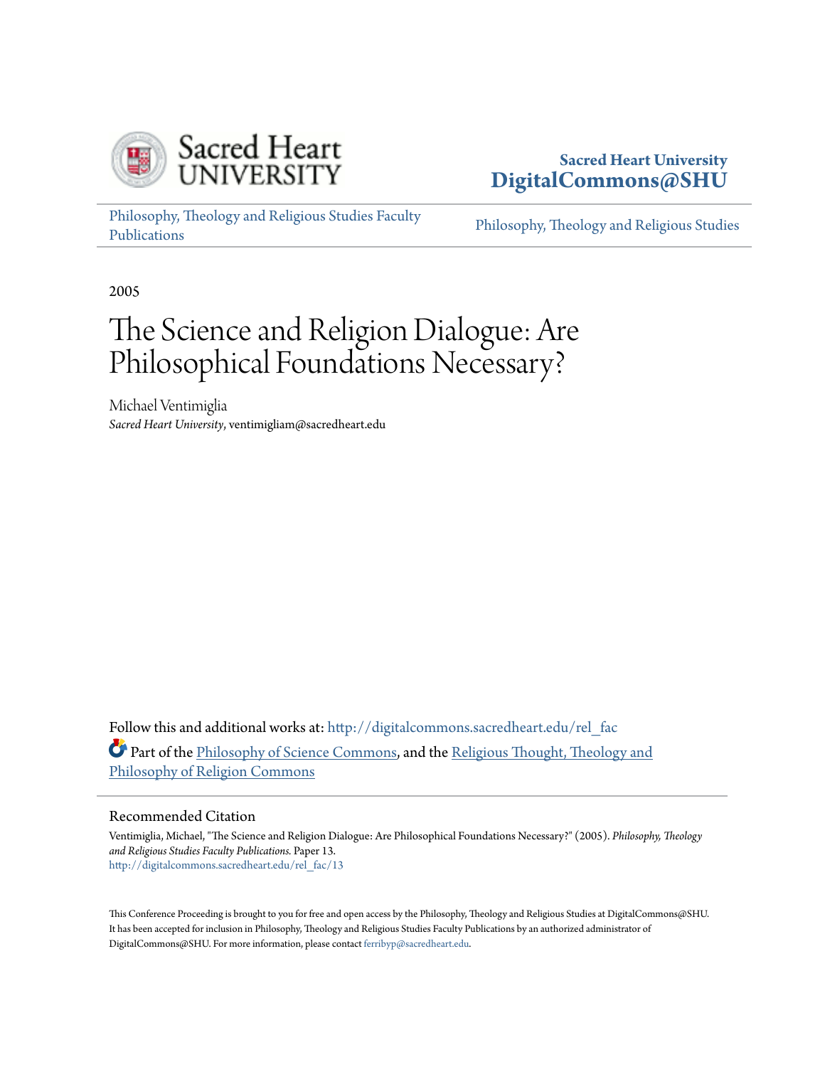Sacred Heart University
DigitalCommons@SHU

Philosophy, Theology and Religious Studies Faculty Publications

Philosophy, Theology and Religious Studies

2005

# The Science and Religion Dialogue: Are Philosophical Foundations Necessary?

Michael Ventimiglia
*Sacred Heart University*, ventimigliam@sacredheart.edu

Follow this and additional works at: http://digitalcommons.sacredheart.edu/rel_fac

Part of the Philosophy of Science Commons, and the Religious Thought, Theology and Philosophy of Religion Commons

## Recommended Citation

Ventimiglia, Michael, "The Science and Religion Dialogue: Are Philosophical Foundations Necessary?" (2005). *Philosophy, Theology and Religious Studies Faculty Publications.* Paper 13.
http://digitalcommons.sacredheart.edu/rel_fac/13

This Conference Proceeding is brought to you for free and open access by the Philosophy, Theology and Religious Studies at DigitalCommons@SHU. It has been accepted for inclusion in Philosophy, Theology and Religious Studies Faculty Publications by an authorized administrator of DigitalCommons@SHU. For more information, please contact ferribyp@sacredheart.edu.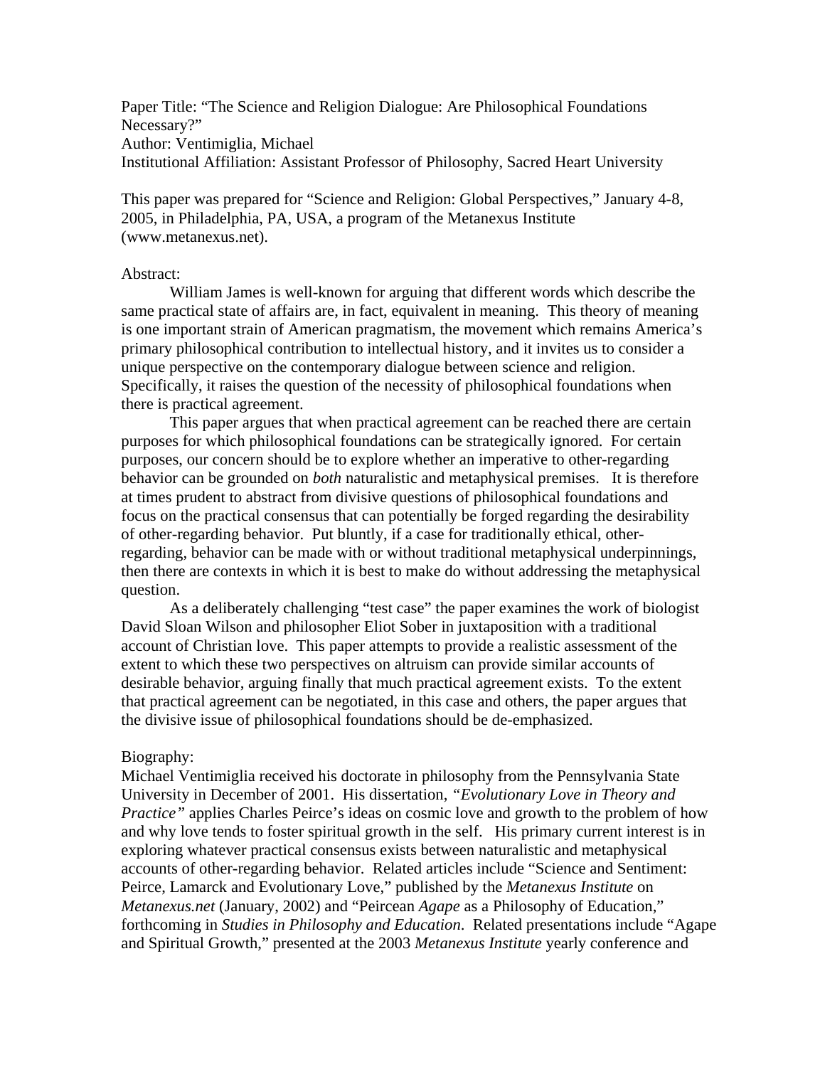Paper Title: "The Science and Religion Dialogue: Are Philosophical Foundations Necessary?"
Author: Ventimiglia, Michael
Institutional Affiliation: Assistant Professor of Philosophy, Sacred Heart University

This paper was prepared for "Science and Religion: Global Perspectives," January 4-8, 2005, in Philadelphia, PA, USA, a program of the Metanexus Institute (www.metanexus.net).

Abstract:

William James is well-known for arguing that different words which describe the same practical state of affairs are, in fact, equivalent in meaning. This theory of meaning is one important strain of American pragmatism, the movement which remains America's primary philosophical contribution to intellectual history, and it invites us to consider a unique perspective on the contemporary dialogue between science and religion. Specifically, it raises the question of the necessity of philosophical foundations when there is practical agreement.

This paper argues that when practical agreement can be reached there are certain purposes for which philosophical foundations can be strategically ignored. For certain purposes, our concern should be to explore whether an imperative to other-regarding behavior can be grounded on *both* naturalistic and metaphysical premises. It is therefore at times prudent to abstract from divisive questions of philosophical foundations and focus on the practical consensus that can potentially be forged regarding the desirability of other-regarding behavior. Put bluntly, if a case for traditionally ethical, other-regarding, behavior can be made with or without traditional metaphysical underpinnings, then there are contexts in which it is best to make do without addressing the metaphysical question.

As a deliberately challenging "test case" the paper examines the work of biologist David Sloan Wilson and philosopher Eliot Sober in juxtaposition with a traditional account of Christian love. This paper attempts to provide a realistic assessment of the extent to which these two perspectives on altruism can provide similar accounts of desirable behavior, arguing finally that much practical agreement exists. To the extent that practical agreement can be negotiated, in this case and others, the paper argues that the divisive issue of philosophical foundations should be de-emphasized.

Biography:

Michael Ventimiglia received his doctorate in philosophy from the Pennsylvania State University in December of 2001. His dissertation, *"Evolutionary Love in Theory and Practice"* applies Charles Peirce's ideas on cosmic love and growth to the problem of how and why love tends to foster spiritual growth in the self. His primary current interest is in exploring whatever practical consensus exists between naturalistic and metaphysical accounts of other-regarding behavior. Related articles include "Science and Sentiment: Peirce, Lamarck and Evolutionary Love," published by the *Metanexus Institute* on *Metanexus.net* (January, 2002) and "Peircean *Agape* as a Philosophy of Education," forthcoming in *Studies in Philosophy and Education*. Related presentations include "Agape and Spiritual Growth," presented at the 2003 *Metanexus Institute* yearly conference and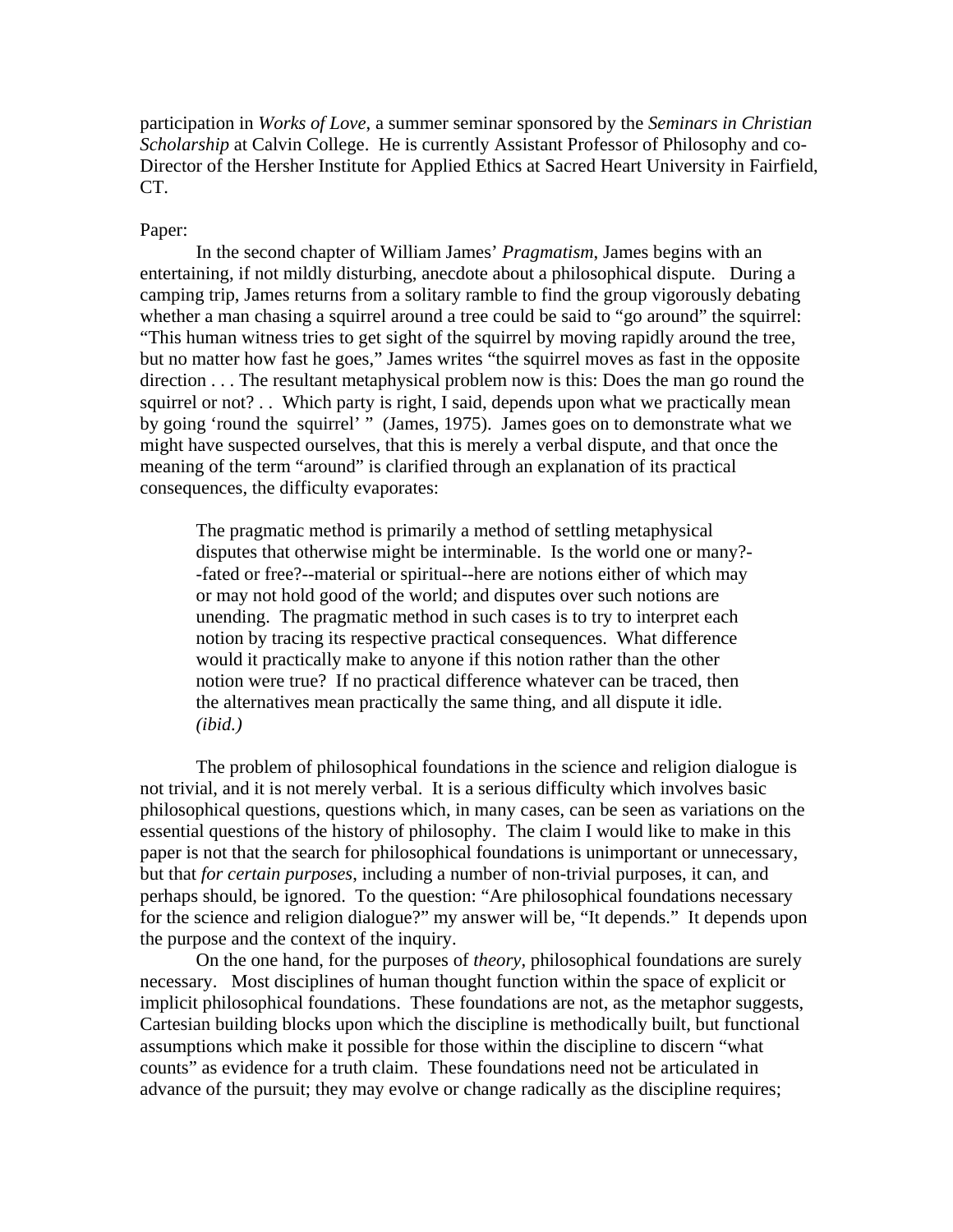participation in *Works of Love*, a summer seminar sponsored by the *Seminars in Christian Scholarship* at Calvin College. He is currently Assistant Professor of Philosophy and co-Director of the Hersher Institute for Applied Ethics at Sacred Heart University in Fairfield, CT.

Paper:

In the second chapter of William James' *Pragmatism*, James begins with an entertaining, if not mildly disturbing, anecdote about a philosophical dispute. During a camping trip, James returns from a solitary ramble to find the group vigorously debating whether a man chasing a squirrel around a tree could be said to "go around" the squirrel: "This human witness tries to get sight of the squirrel by moving rapidly around the tree, but no matter how fast he goes," James writes "the squirrel moves as fast in the opposite direction . . . The resultant metaphysical problem now is this: Does the man go round the squirrel or not? . . Which party is right, I said, depends upon what we practically mean by going 'round the squirrel' " (James, 1975). James goes on to demonstrate what we might have suspected ourselves, that this is merely a verbal dispute, and that once the meaning of the term "around" is clarified through an explanation of its practical consequences, the difficulty evaporates:

> The pragmatic method is primarily a method of settling metaphysical disputes that otherwise might be interminable. Is the world one or many?--fated or free?--material or spiritual--here are notions either of which may or may not hold good of the world; and disputes over such notions are unending. The pragmatic method in such cases is to try to interpret each notion by tracing its respective practical consequences. What difference would it practically make to anyone if this notion rather than the other notion were true? If no practical difference whatever can be traced, then the alternatives mean practically the same thing, and all dispute it idle. *(ibid.)*

The problem of philosophical foundations in the science and religion dialogue is not trivial, and it is not merely verbal. It is a serious difficulty which involves basic philosophical questions, questions which, in many cases, can be seen as variations on the essential questions of the history of philosophy. The claim I would like to make in this paper is not that the search for philosophical foundations is unimportant or unnecessary, but that *for certain purposes*, including a number of non-trivial purposes, it can, and perhaps should, be ignored. To the question: "Are philosophical foundations necessary for the science and religion dialogue?" my answer will be, "It depends." It depends upon the purpose and the context of the inquiry.

On the one hand, for the purposes of *theory*, philosophical foundations are surely necessary. Most disciplines of human thought function within the space of explicit or implicit philosophical foundations. These foundations are not, as the metaphor suggests, Cartesian building blocks upon which the discipline is methodically built, but functional assumptions which make it possible for those within the discipline to discern "what counts" as evidence for a truth claim. These foundations need not be articulated in advance of the pursuit; they may evolve or change radically as the discipline requires;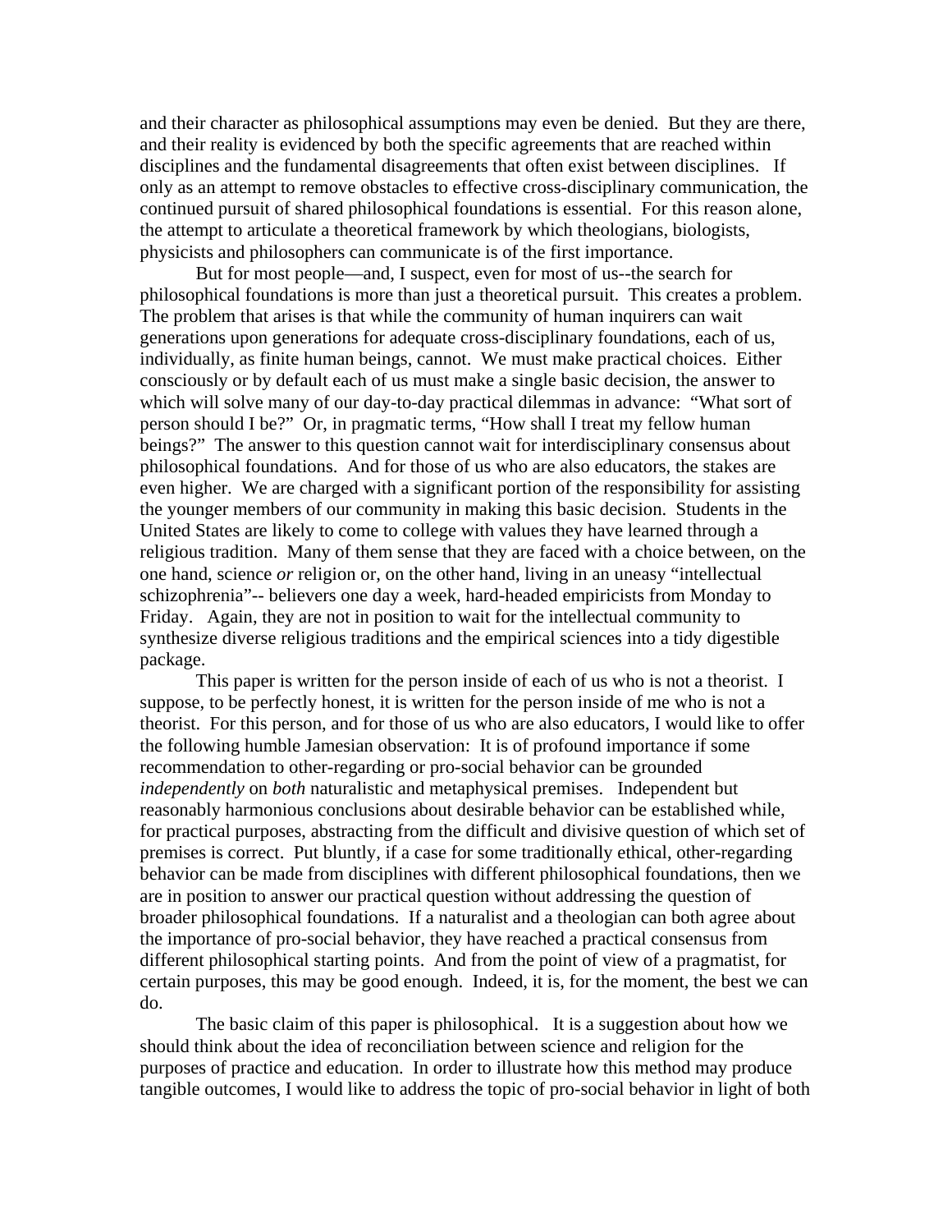and their character as philosophical assumptions may even be denied. But they are there, and their reality is evidenced by both the specific agreements that are reached within disciplines and the fundamental disagreements that often exist between disciplines. If only as an attempt to remove obstacles to effective cross-disciplinary communication, the continued pursuit of shared philosophical foundations is essential. For this reason alone, the attempt to articulate a theoretical framework by which theologians, biologists, physicists and philosophers can communicate is of the first importance.

But for most people—and, I suspect, even for most of us--the search for philosophical foundations is more than just a theoretical pursuit. This creates a problem. The problem that arises is that while the community of human inquirers can wait generations upon generations for adequate cross-disciplinary foundations, each of us, individually, as finite human beings, cannot. We must make practical choices. Either consciously or by default each of us must make a single basic decision, the answer to which will solve many of our day-to-day practical dilemmas in advance: "What sort of person should I be?" Or, in pragmatic terms, "How shall I treat my fellow human beings?" The answer to this question cannot wait for interdisciplinary consensus about philosophical foundations. And for those of us who are also educators, the stakes are even higher. We are charged with a significant portion of the responsibility for assisting the younger members of our community in making this basic decision. Students in the United States are likely to come to college with values they have learned through a religious tradition. Many of them sense that they are faced with a choice between, on the one hand, science *or* religion or, on the other hand, living in an uneasy "intellectual schizophrenia"-- believers one day a week, hard-headed empiricists from Monday to Friday. Again, they are not in position to wait for the intellectual community to synthesize diverse religious traditions and the empirical sciences into a tidy digestible package.

This paper is written for the person inside of each of us who is not a theorist. I suppose, to be perfectly honest, it is written for the person inside of me who is not a theorist. For this person, and for those of us who are also educators, I would like to offer the following humble Jamesian observation: It is of profound importance if some recommendation to other-regarding or pro-social behavior can be grounded *independently* on *both* naturalistic and metaphysical premises. Independent but reasonably harmonious conclusions about desirable behavior can be established while, for practical purposes, abstracting from the difficult and divisive question of which set of premises is correct. Put bluntly, if a case for some traditionally ethical, other-regarding behavior can be made from disciplines with different philosophical foundations, then we are in position to answer our practical question without addressing the question of broader philosophical foundations. If a naturalist and a theologian can both agree about the importance of pro-social behavior, they have reached a practical consensus from different philosophical starting points. And from the point of view of a pragmatist, for certain purposes, this may be good enough. Indeed, it is, for the moment, the best we can do.

The basic claim of this paper is philosophical. It is a suggestion about how we should think about the idea of reconciliation between science and religion for the purposes of practice and education. In order to illustrate how this method may produce tangible outcomes, I would like to address the topic of pro-social behavior in light of both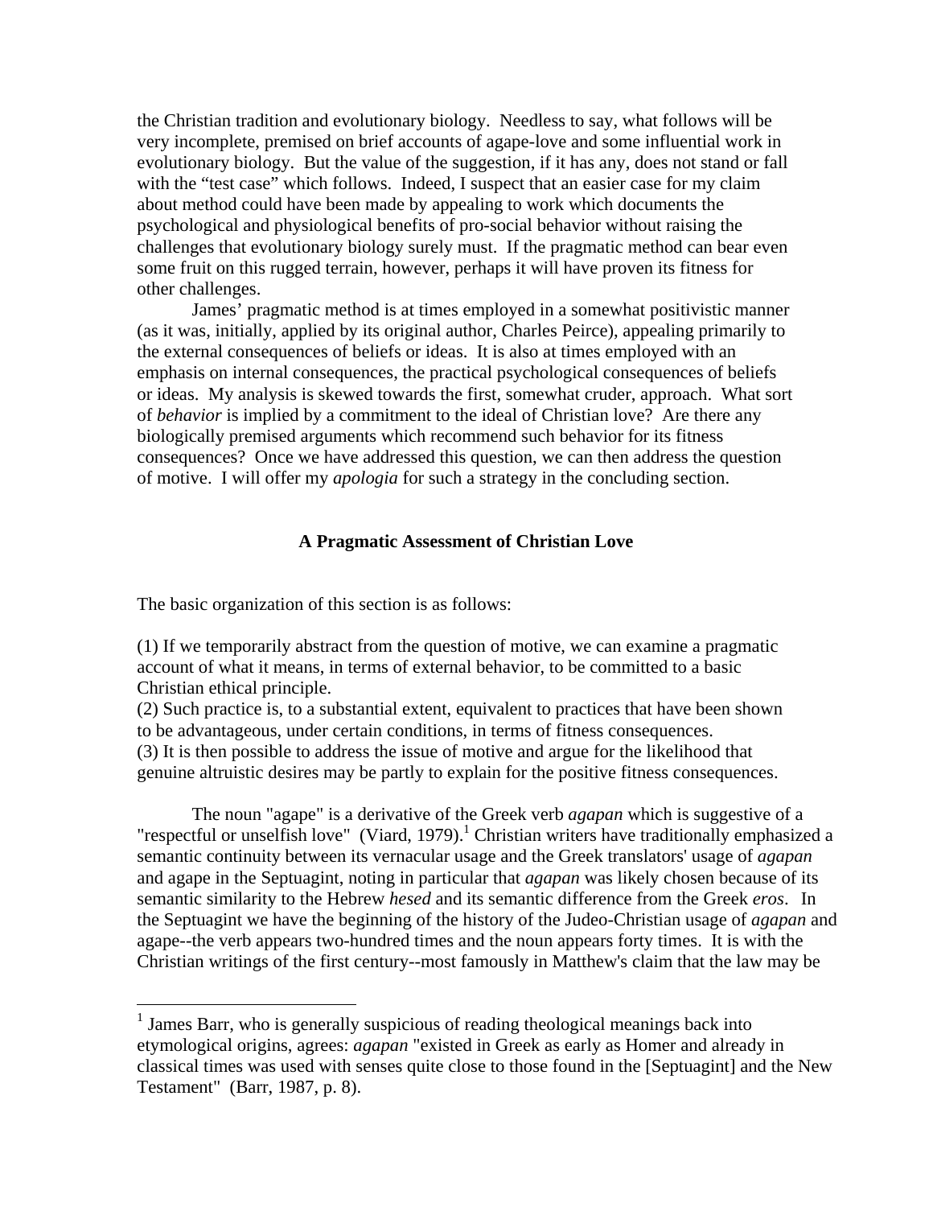the Christian tradition and evolutionary biology. Needless to say, what follows will be very incomplete, premised on brief accounts of agape-love and some influential work in evolutionary biology. But the value of the suggestion, if it has any, does not stand or fall with the "test case" which follows. Indeed, I suspect that an easier case for my claim about method could have been made by appealing to work which documents the psychological and physiological benefits of pro-social behavior without raising the challenges that evolutionary biology surely must. If the pragmatic method can bear even some fruit on this rugged terrain, however, perhaps it will have proven its fitness for other challenges.

James' pragmatic method is at times employed in a somewhat positivistic manner (as it was, initially, applied by its original author, Charles Peirce), appealing primarily to the external consequences of beliefs or ideas. It is also at times employed with an emphasis on internal consequences, the practical psychological consequences of beliefs or ideas. My analysis is skewed towards the first, somewhat cruder, approach. What sort of *behavior* is implied by a commitment to the ideal of Christian love? Are there any biologically premised arguments which recommend such behavior for its fitness consequences? Once we have addressed this question, we can then address the question of motive. I will offer my *apologia* for such a strategy in the concluding section.

## A Pragmatic Assessment of Christian Love

The basic organization of this section is as follows:

(1) If we temporarily abstract from the question of motive, we can examine a pragmatic account of what it means, in terms of external behavior, to be committed to a basic Christian ethical principle.
(2) Such practice is, to a substantial extent, equivalent to practices that have been shown to be advantageous, under certain conditions, in terms of fitness consequences.
(3) It is then possible to address the issue of motive and argue for the likelihood that genuine altruistic desires may be partly to explain for the positive fitness consequences.

The noun "agape" is a derivative of the Greek verb *agapan* which is suggestive of a "respectful or unselfish love" (Viard, 1979).[1] Christian writers have traditionally emphasized a semantic continuity between its vernacular usage and the Greek translators' usage of *agapan* and agape in the Septuagint, noting in particular that *agapan* was likely chosen because of its semantic similarity to the Hebrew *hesed* and its semantic difference from the Greek *eros*. In the Septuagint we have the beginning of the history of the Judeo-Christian usage of *agapan* and agape--the verb appears two-hundred times and the noun appears forty times. It is with the Christian writings of the first century--most famously in Matthew's claim that the law may be

[1] James Barr, who is generally suspicious of reading theological meanings back into etymological origins, agrees: *agapan* "existed in Greek as early as Homer and already in classical times was used with senses quite close to those found in the [Septuagint] and the New Testament" (Barr, 1987, p. 8).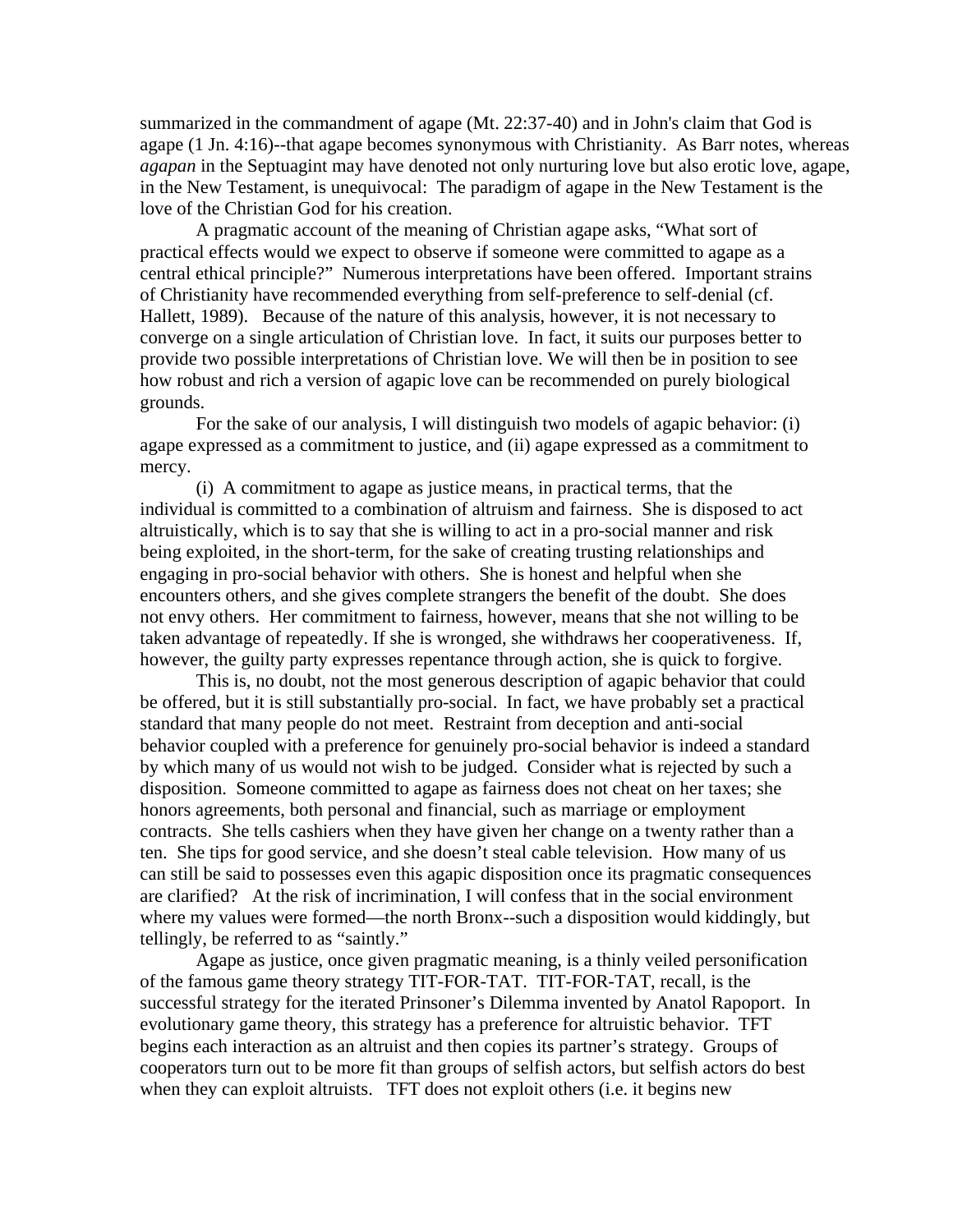summarized in the commandment of agape (Mt. 22:37-40) and in John's claim that God is agape (1 Jn. 4:16)--that agape becomes synonymous with Christianity. As Barr notes, whereas *agapan* in the Septuagint may have denoted not only nurturing love but also erotic love, agape, in the New Testament, is unequivocal: The paradigm of agape in the New Testament is the love of the Christian God for his creation.

A pragmatic account of the meaning of Christian agape asks, "What sort of practical effects would we expect to observe if someone were committed to agape as a central ethical principle?" Numerous interpretations have been offered. Important strains of Christianity have recommended everything from self-preference to self-denial (cf. Hallett, 1989). Because of the nature of this analysis, however, it is not necessary to converge on a single articulation of Christian love. In fact, it suits our purposes better to provide two possible interpretations of Christian love. We will then be in position to see how robust and rich a version of agapic love can be recommended on purely biological grounds.

For the sake of our analysis, I will distinguish two models of agapic behavior: (i) agape expressed as a commitment to justice, and (ii) agape expressed as a commitment to mercy.

(i) A commitment to agape as justice means, in practical terms, that the individual is committed to a combination of altruism and fairness. She is disposed to act altruistically, which is to say that she is willing to act in a pro-social manner and risk being exploited, in the short-term, for the sake of creating trusting relationships and engaging in pro-social behavior with others. She is honest and helpful when she encounters others, and she gives complete strangers the benefit of the doubt. She does not envy others. Her commitment to fairness, however, means that she not willing to be taken advantage of repeatedly. If she is wronged, she withdraws her cooperativeness. If, however, the guilty party expresses repentance through action, she is quick to forgive.

This is, no doubt, not the most generous description of agapic behavior that could be offered, but it is still substantially pro-social. In fact, we have probably set a practical standard that many people do not meet. Restraint from deception and anti-social behavior coupled with a preference for genuinely pro-social behavior is indeed a standard by which many of us would not wish to be judged. Consider what is rejected by such a disposition. Someone committed to agape as fairness does not cheat on her taxes; she honors agreements, both personal and financial, such as marriage or employment contracts. She tells cashiers when they have given her change on a twenty rather than a ten. She tips for good service, and she doesn't steal cable television. How many of us can still be said to possesses even this agapic disposition once its pragmatic consequences are clarified? At the risk of incrimination, I will confess that in the social environment where my values were formed—the north Bronx--such a disposition would kiddingly, but tellingly, be referred to as "saintly."

Agape as justice, once given pragmatic meaning, is a thinly veiled personification of the famous game theory strategy TIT-FOR-TAT. TIT-FOR-TAT, recall, is the successful strategy for the iterated Prinsoner's Dilemma invented by Anatol Rapoport. In evolutionary game theory, this strategy has a preference for altruistic behavior. TFT begins each interaction as an altruist and then copies its partner's strategy. Groups of cooperators turn out to be more fit than groups of selfish actors, but selfish actors do best when they can exploit altruists. TFT does not exploit others (i.e. it begins new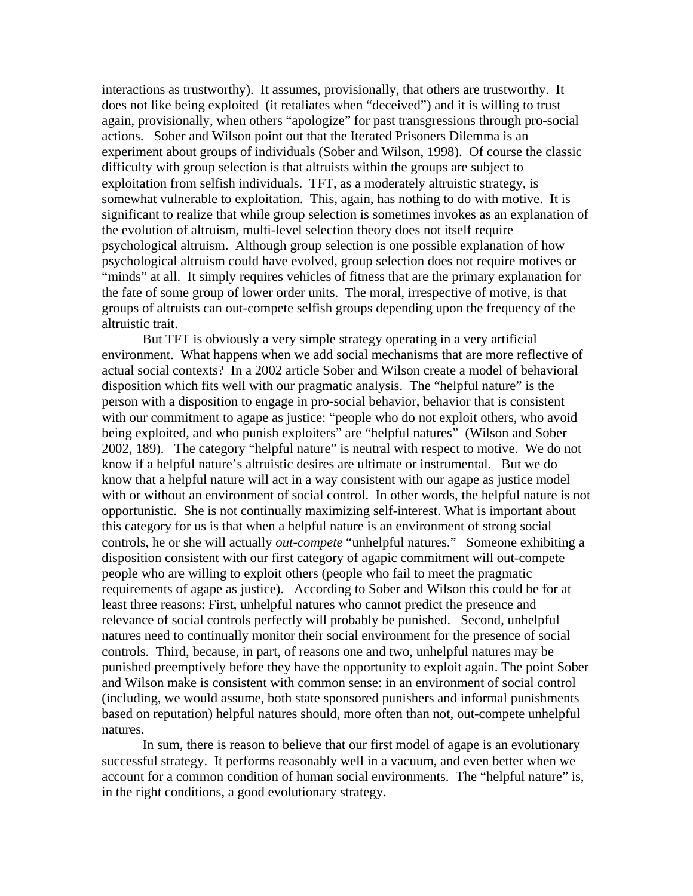interactions as trustworthy). It assumes, provisionally, that others are trustworthy. It does not like being exploited (it retaliates when "deceived") and it is willing to trust again, provisionally, when others "apologize" for past transgressions through pro-social actions. Sober and Wilson point out that the Iterated Prisoners Dilemma is an experiment about groups of individuals (Sober and Wilson, 1998). Of course the classic difficulty with group selection is that altruists within the groups are subject to exploitation from selfish individuals. TFT, as a moderately altruistic strategy, is somewhat vulnerable to exploitation. This, again, has nothing to do with motive. It is significant to realize that while group selection is sometimes invokes as an explanation of the evolution of altruism, multi-level selection theory does not itself require psychological altruism. Although group selection is one possible explanation of how psychological altruism could have evolved, group selection does not require motives or "minds" at all. It simply requires vehicles of fitness that are the primary explanation for the fate of some group of lower order units. The moral, irrespective of motive, is that groups of altruists can out-compete selfish groups depending upon the frequency of the altruistic trait.

But TFT is obviously a very simple strategy operating in a very artificial environment. What happens when we add social mechanisms that are more reflective of actual social contexts? In a 2002 article Sober and Wilson create a model of behavioral disposition which fits well with our pragmatic analysis. The "helpful nature" is the person with a disposition to engage in pro-social behavior, behavior that is consistent with our commitment to agape as justice: "people who do not exploit others, who avoid being exploited, and who punish exploiters" are "helpful natures" (Wilson and Sober 2002, 189). The category "helpful nature" is neutral with respect to motive. We do not know if a helpful nature's altruistic desires are ultimate or instrumental. But we do know that a helpful nature will act in a way consistent with our agape as justice model with or without an environment of social control. In other words, the helpful nature is not opportunistic. She is not continually maximizing self-interest. What is important about this category for us is that when a helpful nature is an environment of strong social controls, he or she will actually *out-compete* "unhelpful natures." Someone exhibiting a disposition consistent with our first category of agapic commitment will out-compete people who are willing to exploit others (people who fail to meet the pragmatic requirements of agape as justice). According to Sober and Wilson this could be for at least three reasons: First, unhelpful natures who cannot predict the presence and relevance of social controls perfectly will probably be punished. Second, unhelpful natures need to continually monitor their social environment for the presence of social controls. Third, because, in part, of reasons one and two, unhelpful natures may be punished preemptively before they have the opportunity to exploit again. The point Sober and Wilson make is consistent with common sense: in an environment of social control (including, we would assume, both state sponsored punishers and informal punishments based on reputation) helpful natures should, more often than not, out-compete unhelpful natures.

In sum, there is reason to believe that our first model of agape is an evolutionary successful strategy. It performs reasonably well in a vacuum, and even better when we account for a common condition of human social environments. The "helpful nature" is, in the right conditions, a good evolutionary strategy.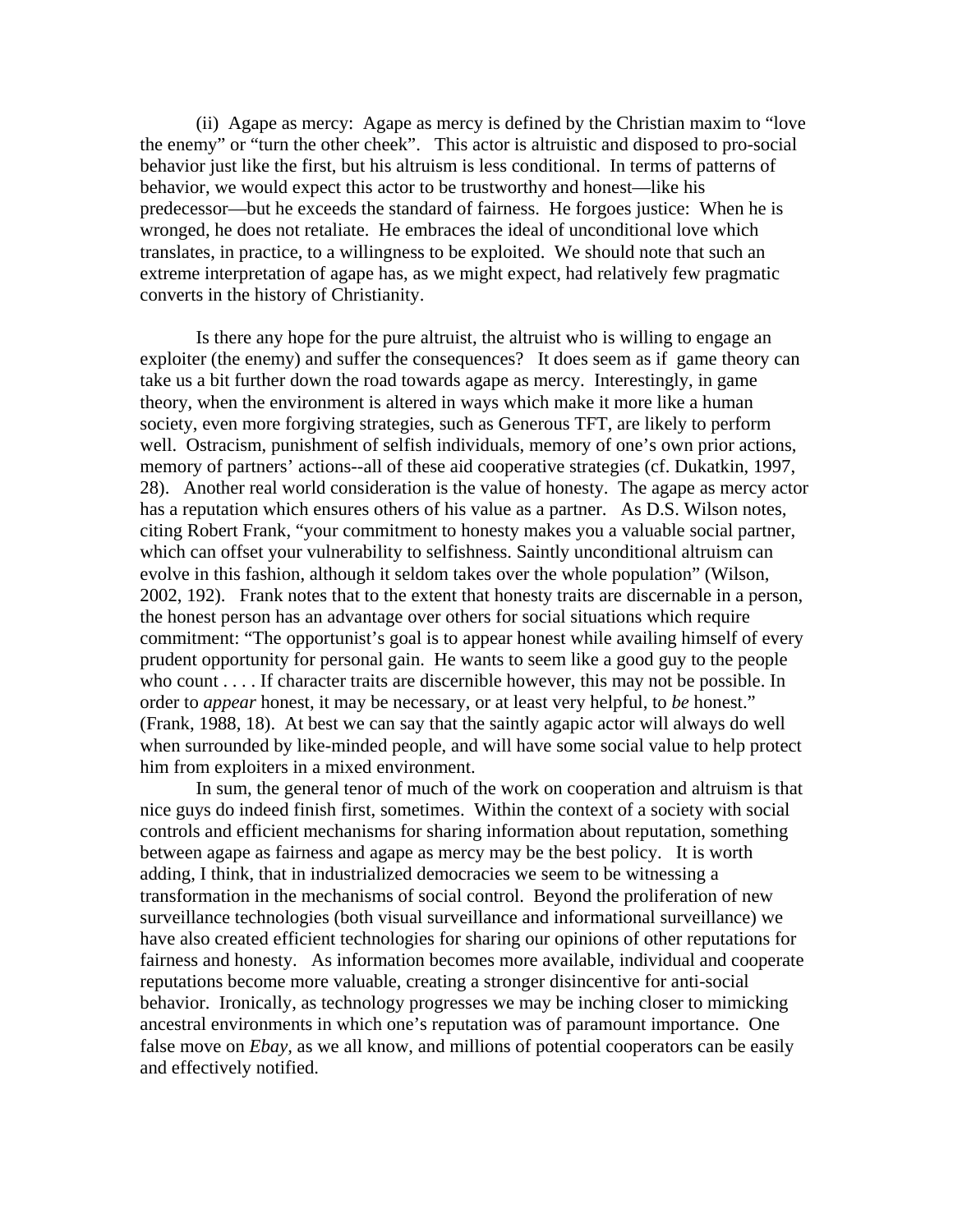(ii) Agape as mercy: Agape as mercy is defined by the Christian maxim to "love the enemy" or "turn the other cheek". This actor is altruistic and disposed to pro-social behavior just like the first, but his altruism is less conditional. In terms of patterns of behavior, we would expect this actor to be trustworthy and honest—like his predecessor—but he exceeds the standard of fairness. He forgoes justice: When he is wronged, he does not retaliate. He embraces the ideal of unconditional love which translates, in practice, to a willingness to be exploited. We should note that such an extreme interpretation of agape has, as we might expect, had relatively few pragmatic converts in the history of Christianity.

Is there any hope for the pure altruist, the altruist who is willing to engage an exploiter (the enemy) and suffer the consequences? It does seem as if game theory can take us a bit further down the road towards agape as mercy. Interestingly, in game theory, when the environment is altered in ways which make it more like a human society, even more forgiving strategies, such as Generous TFT, are likely to perform well. Ostracism, punishment of selfish individuals, memory of one's own prior actions, memory of partners' actions--all of these aid cooperative strategies (cf. Dukatkin, 1997, 28). Another real world consideration is the value of honesty. The agape as mercy actor has a reputation which ensures others of his value as a partner. As D.S. Wilson notes, citing Robert Frank, "your commitment to honesty makes you a valuable social partner, which can offset your vulnerability to selfishness. Saintly unconditional altruism can evolve in this fashion, although it seldom takes over the whole population" (Wilson, 2002, 192). Frank notes that to the extent that honesty traits are discernable in a person, the honest person has an advantage over others for social situations which require commitment: "The opportunist's goal is to appear honest while availing himself of every prudent opportunity for personal gain. He wants to seem like a good guy to the people who count . . . . If character traits are discernible however, this may not be possible. In order to *appear* honest, it may be necessary, or at least very helpful, to *be* honest." (Frank, 1988, 18). At best we can say that the saintly agapic actor will always do well when surrounded by like-minded people, and will have some social value to help protect him from exploiters in a mixed environment.

In sum, the general tenor of much of the work on cooperation and altruism is that nice guys do indeed finish first, sometimes. Within the context of a society with social controls and efficient mechanisms for sharing information about reputation, something between agape as fairness and agape as mercy may be the best policy. It is worth adding, I think, that in industrialized democracies we seem to be witnessing a transformation in the mechanisms of social control. Beyond the proliferation of new surveillance technologies (both visual surveillance and informational surveillance) we have also created efficient technologies for sharing our opinions of other reputations for fairness and honesty. As information becomes more available, individual and cooperate reputations become more valuable, creating a stronger disincentive for anti-social behavior. Ironically, as technology progresses we may be inching closer to mimicking ancestral environments in which one's reputation was of paramount importance. One false move on *Ebay*, as we all know, and millions of potential cooperators can be easily and effectively notified.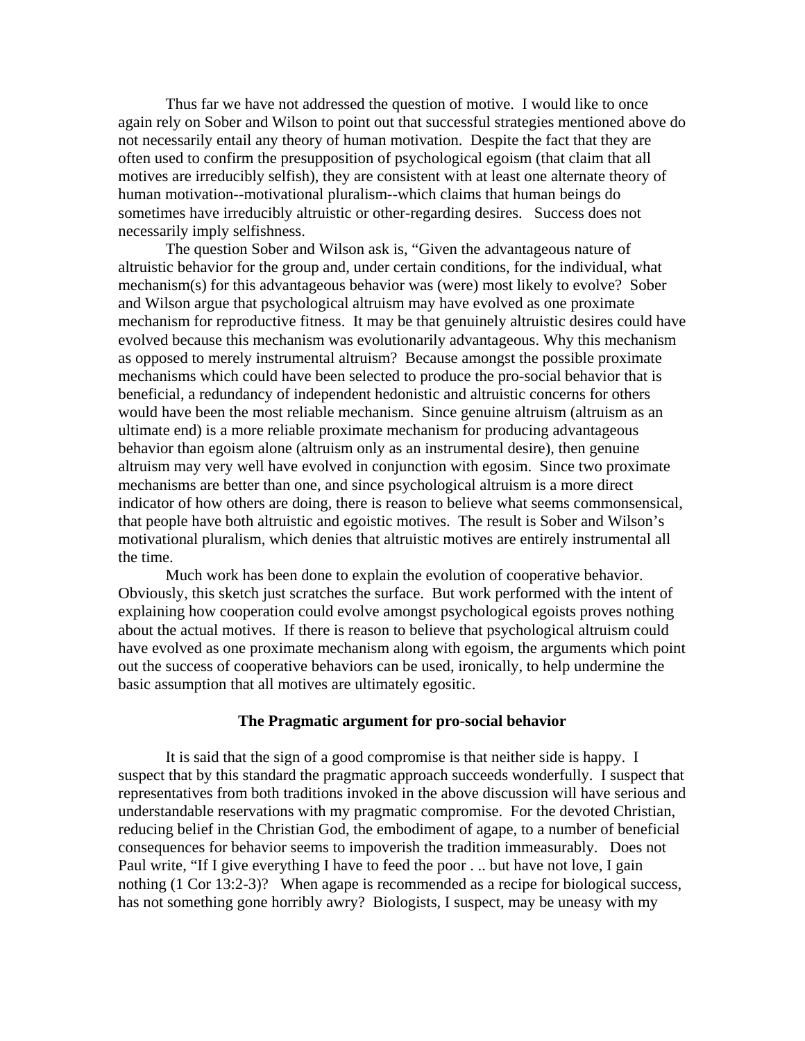Thus far we have not addressed the question of motive. I would like to once again rely on Sober and Wilson to point out that successful strategies mentioned above do not necessarily entail any theory of human motivation. Despite the fact that they are often used to confirm the presupposition of psychological egoism (that claim that all motives are irreducibly selfish), they are consistent with at least one alternate theory of human motivation--motivational pluralism--which claims that human beings do sometimes have irreducibly altruistic or other-regarding desires. Success does not necessarily imply selfishness.

The question Sober and Wilson ask is, "Given the advantageous nature of altruistic behavior for the group and, under certain conditions, for the individual, what mechanism(s) for this advantageous behavior was (were) most likely to evolve? Sober and Wilson argue that psychological altruism may have evolved as one proximate mechanism for reproductive fitness. It may be that genuinely altruistic desires could have evolved because this mechanism was evolutionarily advantageous. Why this mechanism as opposed to merely instrumental altruism? Because amongst the possible proximate mechanisms which could have been selected to produce the pro-social behavior that is beneficial, a redundancy of independent hedonistic and altruistic concerns for others would have been the most reliable mechanism. Since genuine altruism (altruism as an ultimate end) is a more reliable proximate mechanism for producing advantageous behavior than egoism alone (altruism only as an instrumental desire), then genuine altruism may very well have evolved in conjunction with egosim. Since two proximate mechanisms are better than one, and since psychological altruism is a more direct indicator of how others are doing, there is reason to believe what seems commonsensical, that people have both altruistic and egoistic motives. The result is Sober and Wilson's motivational pluralism, which denies that altruistic motives are entirely instrumental all the time.

Much work has been done to explain the evolution of cooperative behavior. Obviously, this sketch just scratches the surface. But work performed with the intent of explaining how cooperation could evolve amongst psychological egoists proves nothing about the actual motives. If there is reason to believe that psychological altruism could have evolved as one proximate mechanism along with egoism, the arguments which point out the success of cooperative behaviors can be used, ironically, to help undermine the basic assumption that all motives are ultimately egositic.

### The Pragmatic argument for pro-social behavior

It is said that the sign of a good compromise is that neither side is happy. I suspect that by this standard the pragmatic approach succeeds wonderfully. I suspect that representatives from both traditions invoked in the above discussion will have serious and understandable reservations with my pragmatic compromise. For the devoted Christian, reducing belief in the Christian God, the embodiment of agape, to a number of beneficial consequences for behavior seems to impoverish the tradition immeasurably. Does not Paul write, "If I give everything I have to feed the poor . .. but have not love, I gain nothing (1 Cor 13:2-3)? When agape is recommended as a recipe for biological success, has not something gone horribly awry? Biologists, I suspect, may be uneasy with my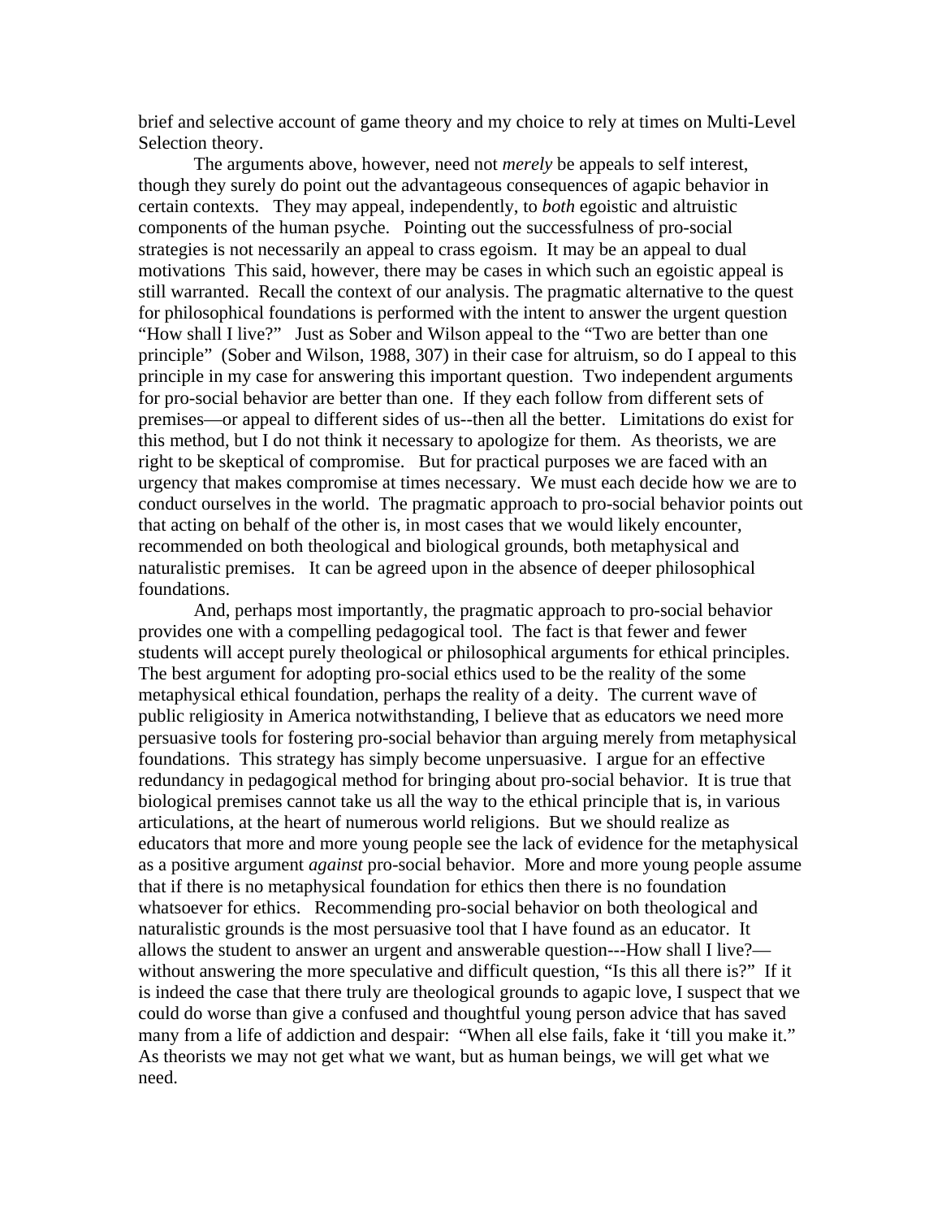brief and selective account of game theory and my choice to rely at times on Multi-Level Selection theory.

The arguments above, however, need not *merely* be appeals to self interest, though they surely do point out the advantageous consequences of agapic behavior in certain contexts. They may appeal, independently, to *both* egoistic and altruistic components of the human psyche. Pointing out the successfulness of pro-social strategies is not necessarily an appeal to crass egoism. It may be an appeal to dual motivations This said, however, there may be cases in which such an egoistic appeal is still warranted. Recall the context of our analysis. The pragmatic alternative to the quest for philosophical foundations is performed with the intent to answer the urgent question "How shall I live?" Just as Sober and Wilson appeal to the "Two are better than one principle" (Sober and Wilson, 1988, 307) in their case for altruism, so do I appeal to this principle in my case for answering this important question. Two independent arguments for pro-social behavior are better than one. If they each follow from different sets of premises—or appeal to different sides of us--then all the better. Limitations do exist for this method, but I do not think it necessary to apologize for them. As theorists, we are right to be skeptical of compromise. But for practical purposes we are faced with an urgency that makes compromise at times necessary. We must each decide how we are to conduct ourselves in the world. The pragmatic approach to pro-social behavior points out that acting on behalf of the other is, in most cases that we would likely encounter, recommended on both theological and biological grounds, both metaphysical and naturalistic premises. It can be agreed upon in the absence of deeper philosophical foundations.

And, perhaps most importantly, the pragmatic approach to pro-social behavior provides one with a compelling pedagogical tool. The fact is that fewer and fewer students will accept purely theological or philosophical arguments for ethical principles. The best argument for adopting pro-social ethics used to be the reality of the some metaphysical ethical foundation, perhaps the reality of a deity. The current wave of public religiosity in America notwithstanding, I believe that as educators we need more persuasive tools for fostering pro-social behavior than arguing merely from metaphysical foundations. This strategy has simply become unpersuasive. I argue for an effective redundancy in pedagogical method for bringing about pro-social behavior. It is true that biological premises cannot take us all the way to the ethical principle that is, in various articulations, at the heart of numerous world religions. But we should realize as educators that more and more young people see the lack of evidence for the metaphysical as a positive argument *against* pro-social behavior. More and more young people assume that if there is no metaphysical foundation for ethics then there is no foundation whatsoever for ethics. Recommending pro-social behavior on both theological and naturalistic grounds is the most persuasive tool that I have found as an educator. It allows the student to answer an urgent and answerable question---How shall I live?—without answering the more speculative and difficult question, "Is this all there is?" If it is indeed the case that there truly are theological grounds to agapic love, I suspect that we could do worse than give a confused and thoughtful young person advice that has saved many from a life of addiction and despair: "When all else fails, fake it 'till you make it." As theorists we may not get what we want, but as human beings, we will get what we need.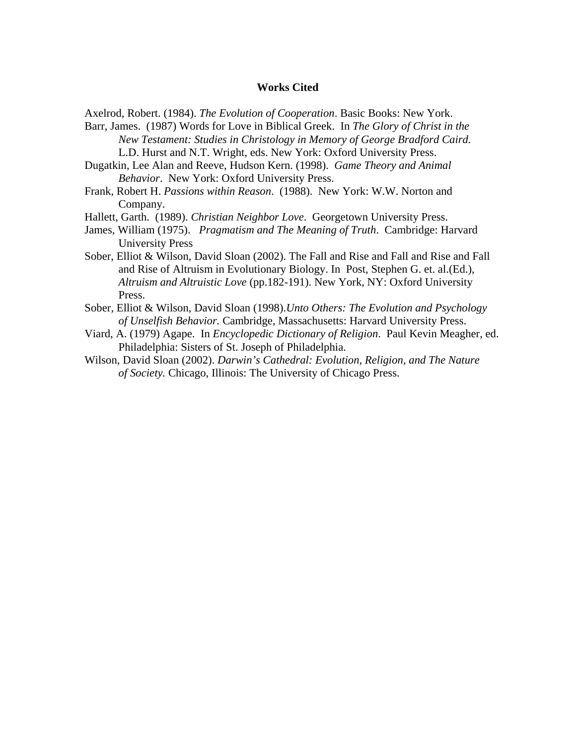**Works Cited**

Axelrod, Robert. (1984). *The Evolution of Cooperation*. Basic Books: New York.

Barr, James. (1987) Words for Love in Biblical Greek. In *The Glory of Christ in the New Testament: Studies in Christology in Memory of George Bradford Caird.* L.D. Hurst and N.T. Wright, eds. New York: Oxford University Press.

Dugatkin, Lee Alan and Reeve, Hudson Kern. (1998). *Game Theory and Animal Behavior*. New York: Oxford University Press.

Frank, Robert H. *Passions within Reason*. (1988). New York: W.W. Norton and Company.

Hallett, Garth. (1989). *Christian Neighbor Love*. Georgetown University Press.

James, William (1975). *Pragmatism and The Meaning of Truth*. Cambridge: Harvard University Press

Sober, Elliot & Wilson, David Sloan (2002). The Fall and Rise and Fall and Rise and Fall and Rise of Altruism in Evolutionary Biology. In Post, Stephen G. et. al.(Ed.), *Altruism and Altruistic Love* (pp.182-191). New York, NY: Oxford University Press.

Sober, Elliot & Wilson, David Sloan (1998).*Unto Others: The Evolution and Psychology of Unselfish Behavior.* Cambridge, Massachusetts: Harvard University Press.

Viard, A. (1979) Agape. In *Encyclopedic Dictionary of Religion*. Paul Kevin Meagher, ed. Philadelphia: Sisters of St. Joseph of Philadelphia.

Wilson, David Sloan (2002). *Darwin's Cathedral: Evolution, Religion, and The Nature of Society.* Chicago, Illinois: The University of Chicago Press.